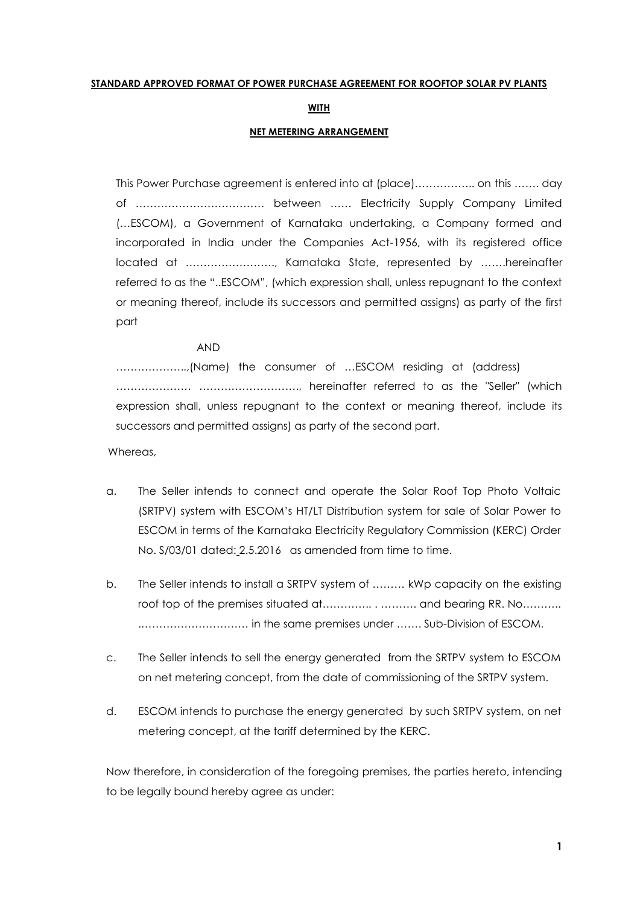**STANDARD APPROVED FORMAT OF POWER PURCHASE AGREEMENT FOR ROOFTOP SOLAR PV PLANTS**

**WITH**

**NET METERING ARRANGEMENT**

This Power Purchase agreement is entered into at (place)…………….. on this ……. day of ……………………………… between …… Electricity Supply Company Limited (…ESCOM), a Government of Karnataka undertaking, a Company formed and incorporated in India under the Companies Act-1956, with its registered office located at ……………………., Karnataka State, represented by …….hereinafter referred to as the "..ESCOM", (which expression shall, unless repugnant to the context or meaning thereof, include its successors and permitted assigns) as party of the first part

AND

………………..,(Name) the consumer of …ESCOM residing at (address) ………………… ………………………., hereinafter referred to as the "Seller" (which expression shall, unless repugnant to the context or meaning thereof, include its successors and permitted assigns) as party of the second part.

Whereas,

a. The Seller intends to connect and operate the Solar Roof Top Photo Voltaic (SRTPV) system with ESCOM's HT/LT Distribution system for sale of Solar Power to ESCOM in terms of the Karnataka Electricity Regulatory Commission (KERC) Order No. S/03/01 dated: 2.5.2016 as amended from time to time.

b. The Seller intends to install a SRTPV system of ……… kWp capacity on the existing roof top of the premises situated at………….. . ………. and bearing RR. No……….. ………………………… in the same premises under ……. Sub-Division of ESCOM.

c. The Seller intends to sell the energy generated from the SRTPV system to ESCOM on net metering concept, from the date of commissioning of the SRTPV system.

d. ESCOM intends to purchase the energy generated by such SRTPV system, on net metering concept, at the tariff determined by the KERC.

Now therefore, in consideration of the foregoing premises, the parties hereto, intending to be legally bound hereby agree as under: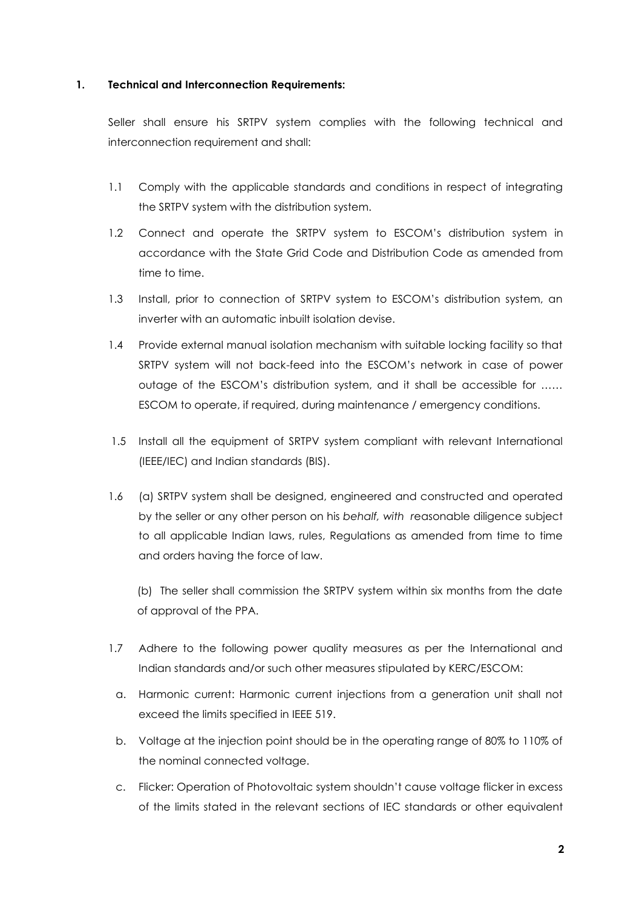**1. Technical and Interconnection Requirements:**

Seller shall ensure his SRTPV system complies with the following technical and interconnection requirement and shall:

1.1 Comply with the applicable standards and conditions in respect of integrating the SRTPV system with the distribution system.

1.2 Connect and operate the SRTPV system to ESCOM's distribution system in accordance with the State Grid Code and Distribution Code as amended from time to time.

1.3 Install, prior to connection of SRTPV system to ESCOM's distribution system, an inverter with an automatic inbuilt isolation devise.

1.4 Provide external manual isolation mechanism with suitable locking facility so that SRTPV system will not back-feed into the ESCOM's network in case of power outage of the ESCOM's distribution system, and it shall be accessible for …… ESCOM to operate, if required, during maintenance / emergency conditions.

1.5 Install all the equipment of SRTPV system compliant with relevant International (IEEE/IEC) and Indian standards (BIS).

1.6 (a) SRTPV system shall be designed, engineered and constructed and operated by the seller or any other person on his *behalf, with* reasonable diligence subject to all applicable Indian laws, rules, Regulations as amended from time to time and orders having the force of law.

(b) The seller shall commission the SRTPV system within six months from the date of approval of the PPA.

1.7 Adhere to the following power quality measures as per the International and Indian standards and/or such other measures stipulated by KERC/ESCOM:

a. Harmonic current: Harmonic current injections from a generation unit shall not exceed the limits specified in IEEE 519.

b. Voltage at the injection point should be in the operating range of 80% to 110% of the nominal connected voltage.

c. Flicker: Operation of Photovoltaic system shouldn't cause voltage flicker in excess of the limits stated in the relevant sections of IEC standards or other equivalent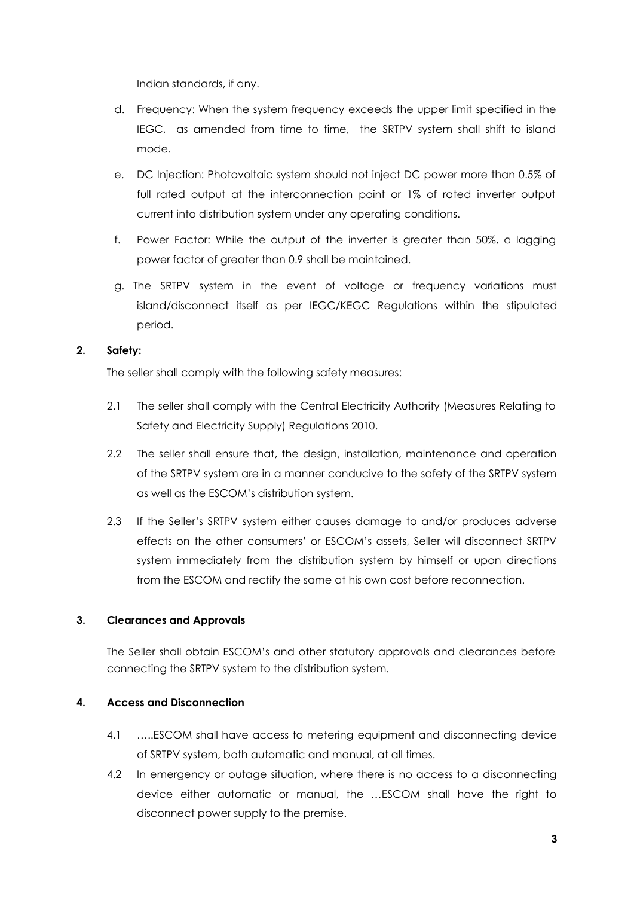Indian standards, if any.

d. Frequency: When the system frequency exceeds the upper limit specified in the IEGC, as amended from time to time, the SRTPV system shall shift to island mode.

e. DC Injection: Photovoltaic system should not inject DC power more than 0.5% of full rated output at the interconnection point or 1% of rated inverter output current into distribution system under any operating conditions.

f. Power Factor: While the output of the inverter is greater than 50%, a lagging power factor of greater than 0.9 shall be maintained.

g. The SRTPV system in the event of voltage or frequency variations must island/disconnect itself as per IEGC/KEGC Regulations within the stipulated period.

**2. Safety:**

The seller shall comply with the following safety measures:

2.1 The seller shall comply with the Central Electricity Authority (Measures Relating to Safety and Electricity Supply) Regulations 2010.

2.2 The seller shall ensure that, the design, installation, maintenance and operation of the SRTPV system are in a manner conducive to the safety of the SRTPV system as well as the ESCOM's distribution system.

2.3 If the Seller's SRTPV system either causes damage to and/or produces adverse effects on the other consumers' or ESCOM's assets, Seller will disconnect SRTPV system immediately from the distribution system by himself or upon directions from the ESCOM and rectify the same at his own cost before reconnection.

**3. Clearances and Approvals**

The Seller shall obtain ESCOM's and other statutory approvals and clearances before connecting the SRTPV system to the distribution system.

**4. Access and Disconnection**

4.1 …..ESCOM shall have access to metering equipment and disconnecting device of SRTPV system, both automatic and manual, at all times.

4.2 In emergency or outage situation, where there is no access to a disconnecting device either automatic or manual, the …ESCOM shall have the right to disconnect power supply to the premise.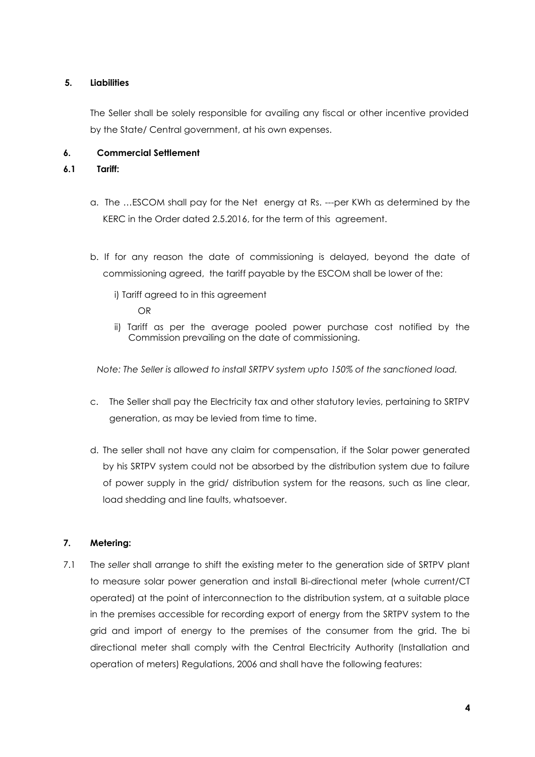## 5. Liabilities

The Seller shall be solely responsible for availing any fiscal or other incentive provided by the State/ Central government, at his own expenses.

## 6. Commercial Settlement

### 6.1 Tariff:

a. The …ESCOM shall pay for the Net energy at Rs. ---per KWh as determined by the KERC in the Order dated 2.5.2016, for the term of this agreement.

b. If for any reason the date of commissioning is delayed, beyond the date of commissioning agreed, the tariff payable by the ESCOM shall be lower of the:

   i) Tariff agreed to in this agreement

   OR

   ii) Tariff as per the average pooled power purchase cost notified by the Commission prevailing on the date of commissioning.

*Note: The Seller is allowed to install SRTPV system upto 150% of the sanctioned load.*

c. The Seller shall pay the Electricity tax and other statutory levies, pertaining to SRTPV generation, as may be levied from time to time.

d. The seller shall not have any claim for compensation, if the Solar power generated by his SRTPV system could not be absorbed by the distribution system due to failure of power supply in the grid/ distribution system for the reasons, such as line clear, load shedding and line faults, whatsoever.

## 7. Metering:

7.1 The *seller* shall arrange to shift the existing meter to the generation side of SRTPV plant to measure solar power generation and install Bi-directional meter (whole current/CT operated) at the point of interconnection to the distribution system, at a suitable place in the premises accessible for recording export of energy from the SRTPV system to the grid and import of energy to the premises of the consumer from the grid. The bi directional meter shall comply with the Central Electricity Authority (Installation and operation of meters) Regulations, 2006 and shall have the following features: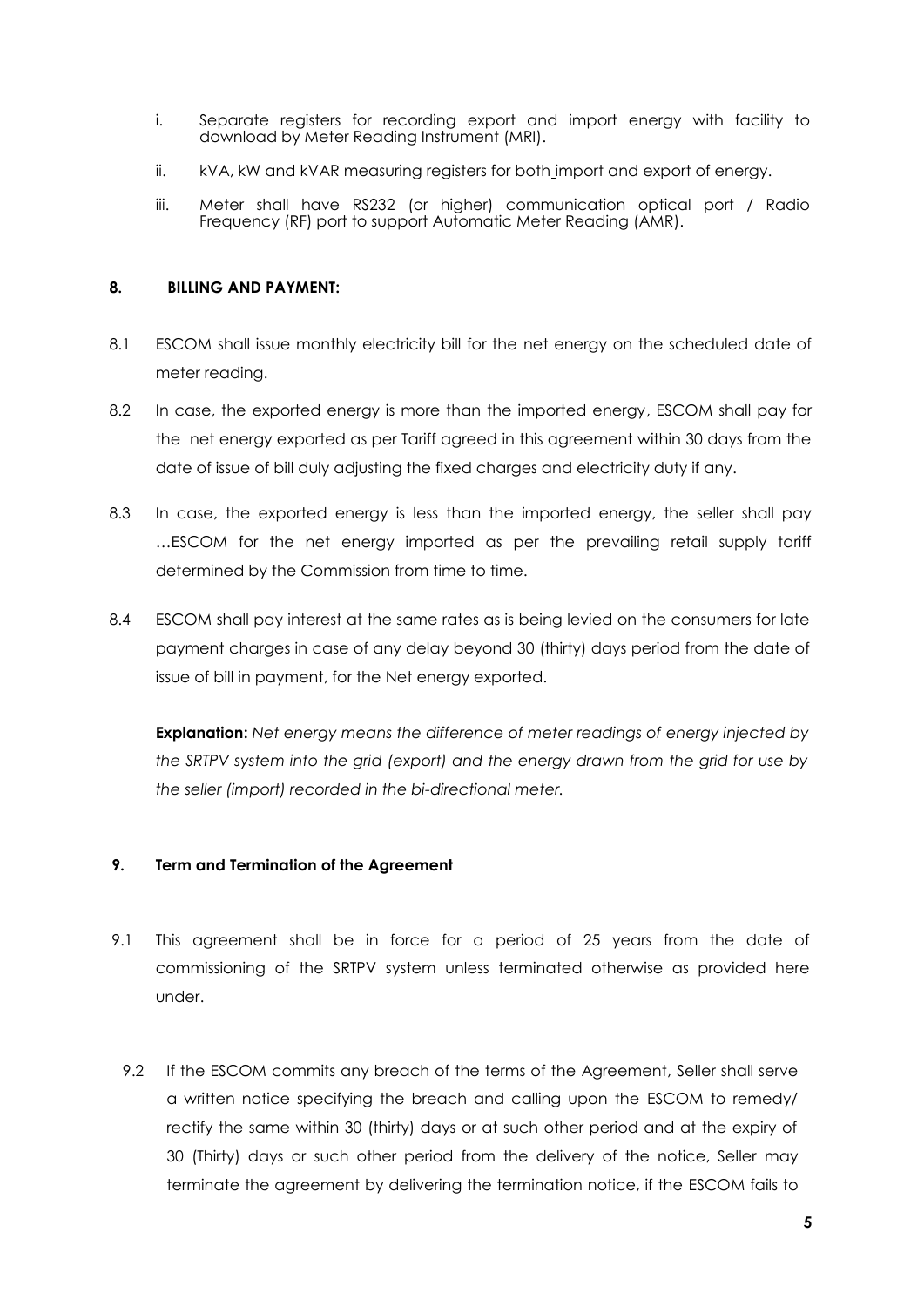i. Separate registers for recording export and import energy with facility to download by Meter Reading Instrument (MRI).

ii. kVA, kW and kVAR measuring registers for both import and export of energy.

iii. Meter shall have RS232 (or higher) communication optical port / Radio Frequency (RF) port to support Automatic Meter Reading (AMR).

**8. BILLING AND PAYMENT:**

8.1 ESCOM shall issue monthly electricity bill for the net energy on the scheduled date of meter reading.

8.2 In case, the exported energy is more than the imported energy, ESCOM shall pay for the net energy exported as per Tariff agreed in this agreement within 30 days from the date of issue of bill duly adjusting the fixed charges and electricity duty if any.

8.3 In case, the exported energy is less than the imported energy, the seller shall pay …ESCOM for the net energy imported as per the prevailing retail supply tariff determined by the Commission from time to time.

8.4 ESCOM shall pay interest at the same rates as is being levied on the consumers for late payment charges in case of any delay beyond 30 (thirty) days period from the date of issue of bill in payment, for the Net energy exported.

**Explanation:** *Net energy means the difference of meter readings of energy injected by the SRTPV system into the grid (export) and the energy drawn from the grid for use by the seller (import) recorded in the bi-directional meter.*

**9. Term and Termination of the Agreement**

9.1 This agreement shall be in force for a period of 25 years from the date of commissioning of the SRTPV system unless terminated otherwise as provided here under.

9.2 If the ESCOM commits any breach of the terms of the Agreement, Seller shall serve a written notice specifying the breach and calling upon the ESCOM to remedy/ rectify the same within 30 (thirty) days or at such other period and at the expiry of 30 (Thirty) days or such other period from the delivery of the notice, Seller may terminate the agreement by delivering the termination notice, if the ESCOM fails to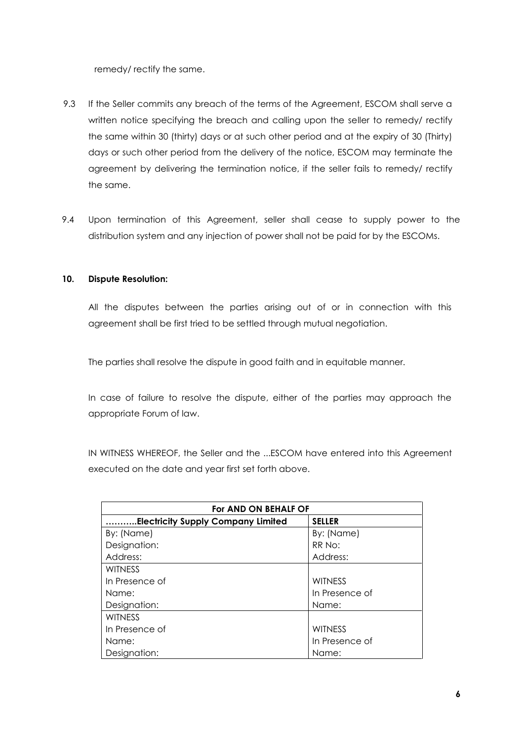remedy/ rectify the same.

9.3 If the Seller commits any breach of the terms of the Agreement, ESCOM shall serve a written notice specifying the breach and calling upon the seller to remedy/ rectify the same within 30 (thirty) days or at such other period and at the expiry of 30 (Thirty) days or such other period from the delivery of the notice, ESCOM may terminate the agreement by delivering the termination notice, if the seller fails to remedy/ rectify the same.

9.4 Upon termination of this Agreement, seller shall cease to supply power to the distribution system and any injection of power shall not be paid for by the ESCOMs.

**10. Dispute Resolution:**

All the disputes between the parties arising out of or in connection with this agreement shall be first tried to be settled through mutual negotiation.

The parties shall resolve the dispute in good faith and in equitable manner.

In case of failure to resolve the dispute, either of the parties may approach the appropriate Forum of law.

IN WITNESS WHEREOF, the Seller and the ...ESCOM have entered into this Agreement executed on the date and year first set forth above.

| **For AND ON BEHALF OF** | |
|---|---|
| **……….Electricity Supply Company Limited** | **SELLER** |
| By: (Name)<br>Designation:<br>Address: | By: (Name)<br>RR No:<br>Address: |
| WITNESS<br>In Presence of<br>Name:<br>Designation: | WITNESS<br>In Presence of<br>Name: |
| WITNESS<br>In Presence of<br>Name:<br>Designation: | WITNESS<br>In Presence of<br>Name: |